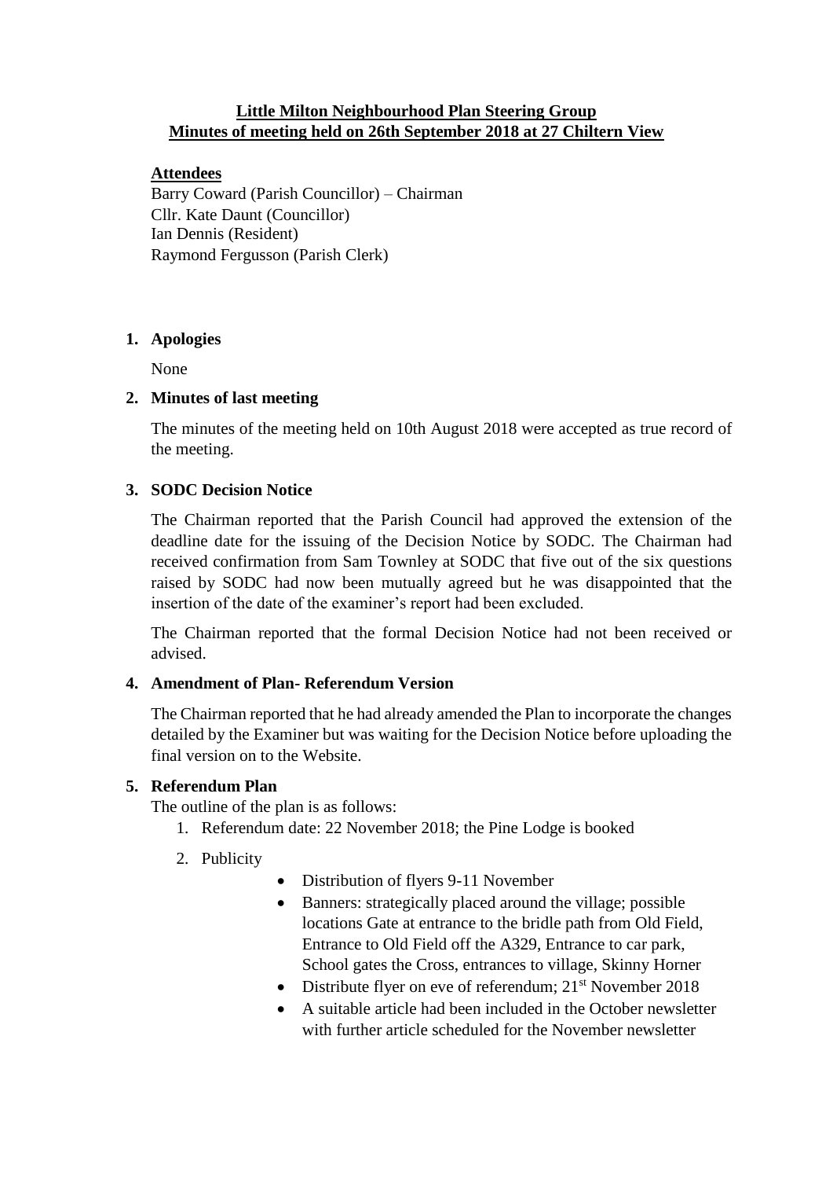**Little Milton Neighbourhood Plan Steering Group**
**Minutes of meeting held on 26th September 2018 at 27 Chiltern View**

**Attendees**
Barry Coward (Parish Councillor) – Chairman
Cllr. Kate Daunt (Councillor)
Ian Dennis (Resident)
Raymond Fergusson (Parish Clerk)

1. **Apologies**

   None

2. **Minutes of last meeting**

   The minutes of the meeting held on 10th August 2018 were accepted as true record of the meeting.

3. **SODC Decision Notice**

   The Chairman reported that the Parish Council had approved the extension of the deadline date for the issuing of the Decision Notice by SODC. The Chairman had received confirmation from Sam Townley at SODC that five out of the six questions raised by SODC had now been mutually agreed but he was disappointed that the insertion of the date of the examiner's report had been excluded.

   The Chairman reported that the formal Decision Notice had not been received or advised.

4. **Amendment of Plan- Referendum Version**

   The Chairman reported that he had already amended the Plan to incorporate the changes detailed by the Examiner but was waiting for the Decision Notice before uploading the final version on to the Website.

5. **Referendum Plan**

   The outline of the plan is as follows:

   1. Referendum date: 22 November 2018; the Pine Lodge is booked
   2. Publicity
      - Distribution of flyers 9-11 November
      - Banners: strategically placed around the village; possible locations Gate at entrance to the bridle path from Old Field, Entrance to Old Field off the A329, Entrance to car park, School gates the Cross, entrances to village, Skinny Horner
      - Distribute flyer on eve of referendum; 21st November 2018
      - A suitable article had been included in the October newsletter with further article scheduled for the November newsletter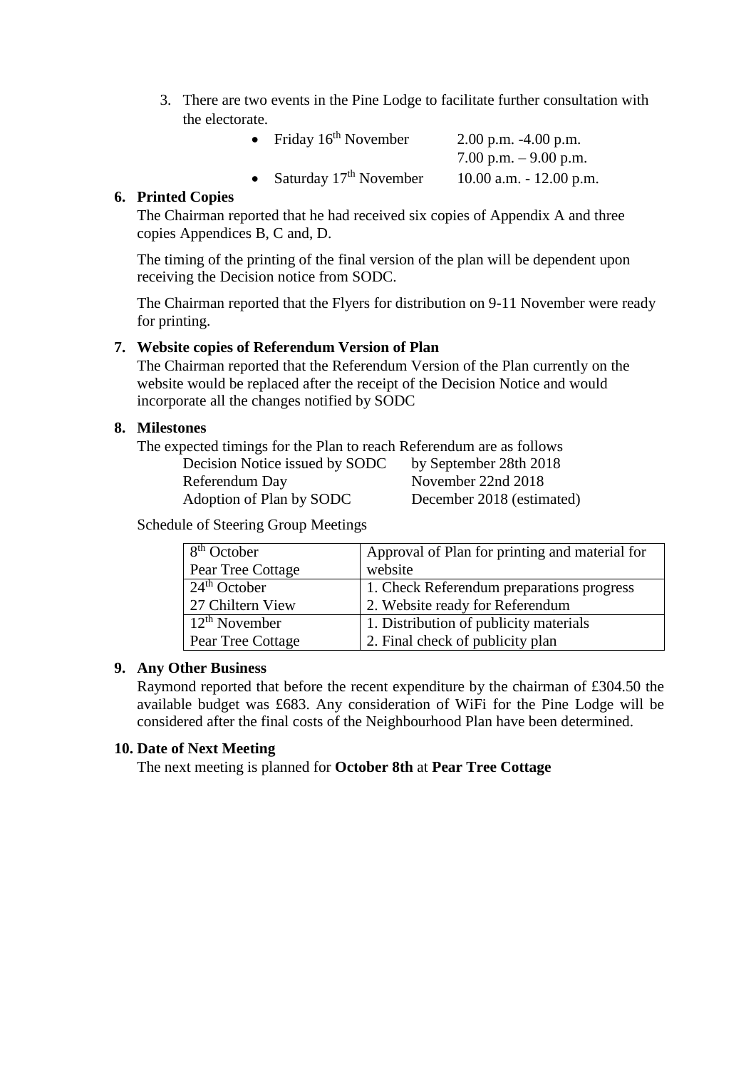3. There are two events in the Pine Lodge to facilitate further consultation with the electorate.
   - Friday 16th November 2.00 p.m. -4.00 p.m.  
     7.00 p.m. – 9.00 p.m.
   - Saturday 17th November 10.00 a.m. - 12.00 p.m.

**6. Printed Copies**

The Chairman reported that he had received six copies of Appendix A and three copies Appendices B, C and, D.

The timing of the printing of the final version of the plan will be dependent upon receiving the Decision notice from SODC.

The Chairman reported that the Flyers for distribution on 9-11 November were ready for printing.

**7. Website copies of Referendum Version of Plan**

The Chairman reported that the Referendum Version of the Plan currently on the website would be replaced after the receipt of the Decision Notice and would incorporate all the changes notified by SODC

**8. Milestones**

The expected timings for the Plan to reach Referendum are as follows

| | |
|---|---|
| Decision Notice issued by SODC | by September 28th 2018 |
| Referendum Day | November 22nd 2018 |
| Adoption of Plan by SODC | December 2018 (estimated) |

Schedule of Steering Group Meetings

| | |
|---|---|
| 8th October<br>Pear Tree Cottage | Approval of Plan for printing and material for website |
| 24th October<br>27 Chiltern View | 1. Check Referendum preparations progress<br>2. Website ready for Referendum |
| 12th November<br>Pear Tree Cottage | 1. Distribution of publicity materials<br>2. Final check of publicity plan |

**9. Any Other Business**

Raymond reported that before the recent expenditure by the chairman of £304.50 the available budget was £683. Any consideration of WiFi for the Pine Lodge will be considered after the final costs of the Neighbourhood Plan have been determined.

**10. Date of Next Meeting**

The next meeting is planned for **October 8th** at **Pear Tree Cottage**